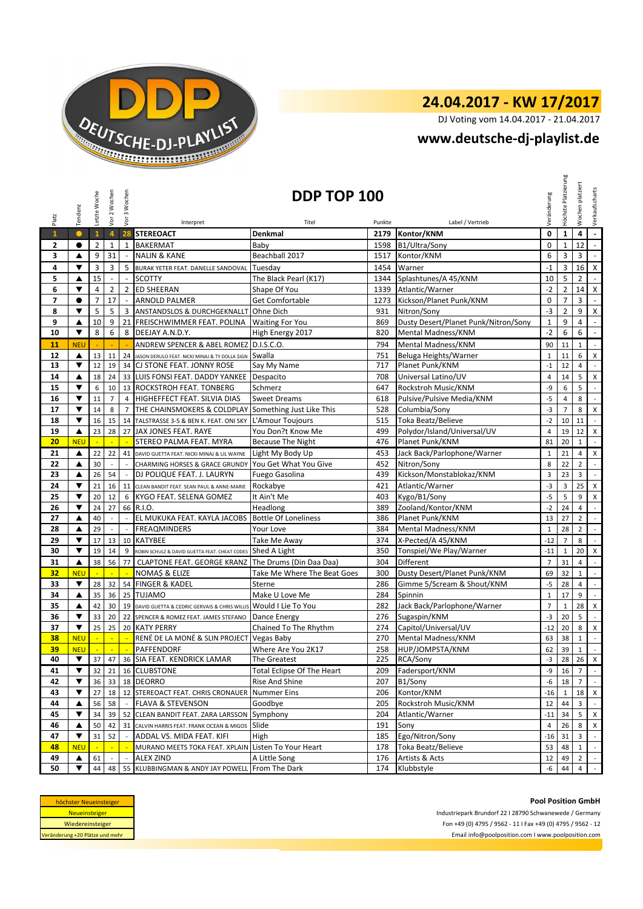# 24.04.2017 - KW 17/2017

DJ Voting vom 14.04.2017 - 21.04.2017

**www.deutsche-dj-playlist.de**

## DDP TOP 100

| Platz | Tendenz | Letzte Woche | Vor 2 Wochen | Vor 3 Wochen | Interpret | Titel | Punkte | Label / Vertrieb | Veränderung | Höchste Platzierung | Wochen platziert | Verkaufscharts |
|---|---|---|---|---|---|---|---|---|---|---|---|---|
| 1 | ● | 1 | 4 | 28 | STEREOACT | Denkmal | 2179 | Kontor/KNM | 0 | 1 | 4 | - |
| 2 | ● | 2 | 1 | 1 | BAKERMAT | Baby | 1598 | B1/Ultra/Sony | 0 | 1 | 12 | - |
| 3 | ▲ | 9 | 31 | - | NALIN & KANE | Beachball 2017 | 1517 | Kontor/KNM | 6 | 3 | 3 | - |
| 4 | ▼ | 3 | 3 | 5 | BURAK YETER FEAT. DANELLE SANDOVAL | Tuesday | 1454 | Warner | -1 | 3 | 16 | X |
| 5 | ▲ | 15 | - | - | SCOTTY | The Black Pearl (K17) | 1344 | Splashtunes/A 45/KNM | 10 | 5 | 2 | - |
| 6 | ▼ | 4 | 2 | 2 | ED SHEERAN | Shape Of You | 1339 | Atlantic/Warner | -2 | 2 | 14 | X |
| 7 | ● | 7 | 17 | - | ARNOLD PALMER | Get Comfortable | 1273 | Kickson/Planet Punk/KNM | 0 | 7 | 3 | - |
| 8 | ▼ | 5 | 5 | 3 | ANSTANDSLOS & DURCHGEKNALLT | Ohne Dich | 931 | Nitron/Sony | -3 | 2 | 9 | X |
| 9 | ▲ | 10 | 9 | 21 | FREISCHWIMMER FEAT. POLINA | Waiting For You | 869 | Dusty Desert/Planet Punk/Nitron/Sony | 1 | 9 | 4 | - |
| 10 | ▼ | 8 | 6 | 8 | DEEJAY A.N.D.Y. | High Energy 2017 | 820 | Mental Madness/KNM | -2 | 6 | 6 | - |
| 11 | NEU | - | - | - | ANDREW SPENCER & ABEL ROMEZ | D.I.S.C.O. | 794 | Mental Madness/KNM | 90 | 11 | 1 | - |
| 12 | ▲ | 13 | 11 | 24 | JASON DERULO FEAT. NICKI MINAJ & TY DOLLA $IGN | Swalla | 751 | Beluga Heights/Warner | 1 | 11 | 6 | X |
| 13 | ▼ | 12 | 19 | 34 | CJ STONE FEAT. JONNY ROSE | Say My Name | 717 | Planet Punk/KNM | -1 | 12 | 4 | - |
| 14 | ▲ | 18 | 24 | 33 | LUIS FONSI FEAT. DADDY YANKEE | Despacito | 708 | Universal Latino/UV | 4 | 14 | 5 | X |
| 15 | ▼ | 6 | 10 | 13 | ROCKSTROH FEAT. TONBERG | Schmerz | 647 | Rockstroh Music/KNM | -9 | 6 | 5 | - |
| 16 | ▼ | 11 | 7 | 4 | HIGHEFFECT FEAT. SILVIA DIAS | Sweet Dreams | 618 | Pulsive/Pulsive Media/KNM | -5 | 4 | 8 | - |
| 17 | ▼ | 14 | 8 | 7 | THE CHAINSMOKERS & COLDPLAY | Something Just Like This | 528 | Columbia/Sony | -3 | 7 | 8 | X |
| 18 | ▼ | 16 | 15 | 14 | TALSTRASSE 3-5 & BEN K. FEAT. ONI SKY | L'Amour Toujours | 515 | Toka Beatz/Believe | -2 | 10 | 11 | - |
| 19 | ▲ | 23 | 28 | 27 | JAX JONES FEAT. RAYE | You Don?t Know Me | 499 | Polydor/Island/Universal/UV | 4 | 19 | 12 | X |
| 20 | NEU | - | - | - | STEREO PALMA FEAT. MYRA | Because The Night | 476 | Planet Punk/KNM | 81 | 20 | 1 | - |
| 21 | ▲ | 22 | 22 | 41 | DAVID GUETTA FEAT. NICKI MINAJ & LIL WAYNE | Light My Body Up | 453 | Jack Back/Parlophone/Warner | 1 | 21 | 4 | X |
| 22 | ▲ | 30 | - | - | CHARMING HORSES & GRACE GRUNDY | You Get What You Give | 452 | Nitron/Sony | 8 | 22 | 2 | - |
| 23 | ▲ | 26 | 54 | - | DJ POLIQUE FEAT. J. LAURYN | Fuego Gasolina | 439 | Kickson/Monstablokaz/KNM | 3 | 23 | 3 | - |
| 24 | ▼ | 21 | 16 | 11 | CLEAN BANDIT FEAT. SEAN PAUL & ANNE-MARIE | Rockabye | 421 | Atlantic/Warner | -3 | 3 | 25 | X |
| 25 | ▼ | 20 | 12 | 6 | KYGO FEAT. SELENA GOMEZ | It Ain't Me | 403 | Kygo/B1/Sony | -5 | 5 | 9 | X |
| 26 | ▼ | 24 | 27 | 66 | R.I.O. | Headlong | 389 | Zooland/Kontor/KNM | -2 | 24 | 4 | - |
| 27 | ▲ | 40 | - | - | EL MUKUKA FEAT. KAYLA JACOBS | Bottle Of Loneliness | 386 | Planet Punk/KNM | 13 | 27 | 2 | - |
| 28 | ▲ | 29 | - | - | FREAQMINDERS | Your Love | 384 | Mental Madness/KNM | 1 | 28 | 2 | - |
| 29 | ▼ | 17 | 13 | 10 | KATYBEE | Take Me Away | 374 | X-Pected/A 45/KNM | -12 | 7 | 8 | - |
| 30 | ▼ | 19 | 14 | 9 | ROBIN SCHULZ & DAVID GUETTA FEAT. CHEAT CODES | Shed A Light | 350 | Tonspiel/We Play/Warner | -11 | 1 | 20 | X |
| 31 | ▲ | 38 | 56 | 77 | CLAPTONE FEAT. GEORGE KRANZ | The Drums (Din Daa Daa) | 304 | Different | 7 | 31 | 4 | - |
| 32 | NEU | - | - | - | NOMAŞ & ELIZE | Take Me Where The Beat Goes | 300 | Dusty Desert/Planet Punk/KNM | 69 | 32 | 1 | - |
| 33 | ▼ | 28 | 32 | 54 | FINGER & KADEL | Sterne | 286 | Gimme 5/Scream & Shout/KNM | -5 | 28 | 4 | - |
| 34 | ▲ | 35 | 36 | 25 | TUJAMO | Make U Love Me | 284 | Spinnin | 1 | 17 | 9 | - |
| 35 | ▲ | 42 | 30 | 19 | DAVID GUETTA & CEDRIC GERVAIS & CHRIS WILLIS | Would I Lie To You | 282 | Jack Back/Parlophone/Warner | 7 | 1 | 28 | X |
| 36 | ▼ | 33 | 20 | 22 | SPENCER & ROMEZ FEAT. JAMES STEFANO | Dance Energy | 276 | Sugaspin/KNM | -3 | 20 | 5 | - |
| 37 | ▼ | 25 | 25 | 20 | KATY PERRY | Chained To The Rhythm | 274 | Capitol/Universal/UV | -12 | 20 | 8 | X |
| 38 | NEU | - | - | - | RENÉ DE LA MONÉ & SLIN PROJECT | Vegas Baby | 270 | Mental Madness/KNM | 63 | 38 | 1 | - |
| 39 | NEU | - | - | - | PAFFENDORF | Where Are You 2K17 | 258 | HUP/JOMPSTA/KNM | 62 | 39 | 1 | - |
| 40 | ▼ | 37 | 47 | 36 | SIA FEAT. KENDRICK LAMAR | The Greatest | 225 | RCA/Sony | -3 | 28 | 26 | X |
| 41 | ▼ | 32 | 21 | 16 | CLUBSTONE | Total Eclipse Of The Heart | 209 | Fadersport/KNM | -9 | 16 | 7 | - |
| 42 | ▼ | 36 | 33 | 18 | DEORRO | Rise And Shine | 207 | B1/Sony | -6 | 18 | 7 | - |
| 43 | ▼ | 27 | 18 | 12 | STEREOACT FEAT. CHRIS CRONAUER | Nummer Eins | 206 | Kontor/KNM | -16 | 1 | 18 | X |
| 44 | ▲ | 56 | 58 | - | FLAVA & STEVENSON | Goodbye | 205 | Rockstroh Music/KNM | 12 | 44 | 3 | - |
| 45 | ▼ | 34 | 39 | 52 | CLEAN BANDIT FEAT. ZARA LARSSON | Symphony | 204 | Atlantic/Warner | -11 | 34 | 5 | X |
| 46 | ▲ | 50 | 42 | 31 | CALVIN HARRIS FEAT. FRANK OCEAN & MIGOS | Slide | 191 | Sony | 4 | 26 | 8 | X |
| 47 | ▼ | 31 | 52 | - | ADDAL VS. MIDA FEAT. KIFI | High | 185 | Ego/Nitron/Sony | -16 | 31 | 3 | - |
| 48 | NEU | - | - | - | MURANO MEETS TOKA FEAT. XPLAIN | Listen To Your Heart | 178 | Toka Beatz/Believe | 53 | 48 | 1 | - |
| 49 | ▲ | 61 | - | - | ALEX ZIND | A Little Song | 176 | Artists & Acts | 12 | 49 | 2 | - |
| 50 | ▼ | 44 | 48 | 55 | KLUBBINGMAN & ANDY JAY POWELL | From The Dark | 174 | Klubbstyle | -6 | 44 | 4 | - |

| Legende |
|---|
| höchster Neueinsteiger |
| Neueinsteiger |
| Wiedereinsteiger |
| Veränderung +20 Plätze und mehr |

**Pool Position GmbH**

Industriepark Brundorf 22 I 28790 Schwanewede / Germany

Fon +49 (0) 4795 / 9562 - 11 I Fax +49 (0) 4795 / 9562 - 12

Email info@poolposition.com I www.poolposition.com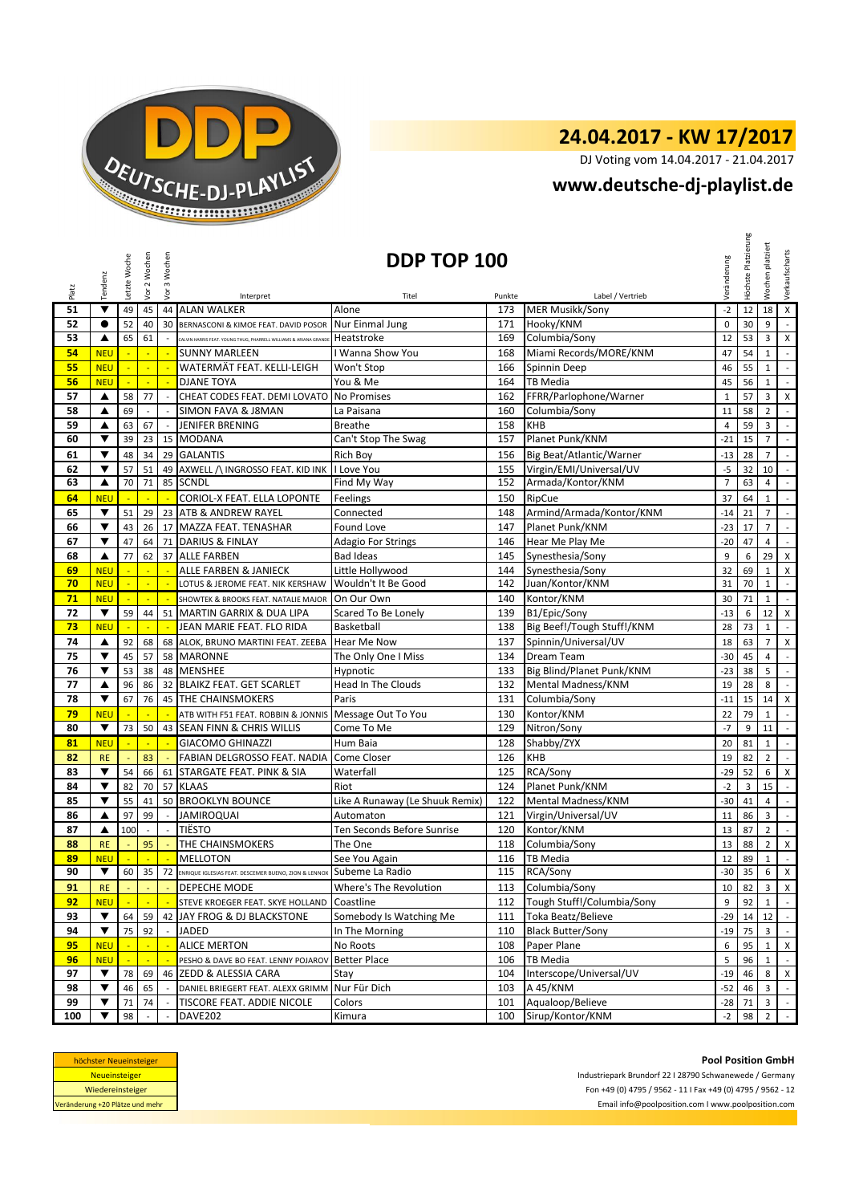# 24.04.2017 - KW 17/2017

DJ Voting vom 14.04.2017 - 21.04.2017

## www.deutsche-dj-playlist.de

## DDP TOP 100

| Platz | Tendenz | Letzte Woche | Vor 2 Wochen | Vor 3 Wochen | Interpret | Titel | Punkte | Label / Vertrieb | Veränderung | Höchste Platzierung | Wochen platziert | Verkaufscharts |
|---|---|---|---|---|---|---|---|---|---|---|---|---|
| 51 | ▼ | 49 | 45 | 44 | ALAN WALKER | Alone | 173 | MER Musikk/Sony | -2 | 12 | 18 | X |
| 52 | ● | 52 | 40 | 30 | BERNASCONI & KIMOE FEAT. DAVID POSOR | Nur Einmal Jung | 171 | Hooky/KNM | 0 | 30 | 9 | - |
| 53 | ▲ | 65 | 61 | - | CALVIN HARRIS FEAT. YOUNG THUG, PHARRELL WILLIAMS & ARIANA GRANDE | Heatstroke | 169 | Columbia/Sony | 12 | 53 | 3 | X |
| 54 | NEU | - | - | - | SUNNY MARLEEN | I Wanna Show You | 168 | Miami Records/MORE/KNM | 47 | 54 | 1 | - |
| 55 | NEU | - | - | - | WATERMÄT FEAT. KELLI-LEIGH | Won't Stop | 166 | Spinnin Deep | 46 | 55 | 1 | - |
| 56 | NEU | - | - | - | DJANE TOYA | You & Me | 164 | TB Media | 45 | 56 | 1 | - |
| 57 | ▲ | 58 | 77 | - | CHEAT CODES FEAT. DEMI LOVATO | No Promises | 162 | FFRR/Parlophone/Warner | 1 | 57 | 3 | X |
| 58 | ▲ | 69 | - | - | SIMON FAVA & J8MAN | La Paisana | 160 | Columbia/Sony | 11 | 58 | 2 | - |
| 59 | ▲ | 63 | 67 | - | JENIFER BRENING | Breathe | 158 | KHB | 4 | 59 | 3 | - |
| 60 | ▼ | 39 | 23 | 15 | MODANA | Can't Stop The Swag | 157 | Planet Punk/KNM | -21 | 15 | 7 | - |
| 61 | ▼ | 48 | 34 | 29 | GALANTIS | Rich Boy | 156 | Big Beat/Atlantic/Warner | -13 | 28 | 7 | - |
| 62 | ▼ | 57 | 51 | 49 | AXWELL /\ INGROSSO FEAT. KID INK | I Love You | 155 | Virgin/EMI/Universal/UV | -5 | 32 | 10 | - |
| 63 | ▲ | 70 | 71 | 85 | SCNDL | Find My Way | 152 | Armada/Kontor/KNM | 7 | 63 | 4 | - |
| 64 | NEU | - | - | - | CORIOL-X FEAT. ELLA LOPONTE | Feelings | 150 | RipCue | 37 | 64 | 1 | - |
| 65 | ▼ | 51 | 29 | 23 | ATB & ANDREW RAYEL | Connected | 148 | Armind/Armada/Kontor/KNM | -14 | 21 | 7 | - |
| 66 | ▼ | 43 | 26 | 17 | MAZZA FEAT. TENASHAR | Found Love | 147 | Planet Punk/KNM | -23 | 17 | 7 | - |
| 67 | ▼ | 47 | 64 | 71 | DARIUS & FINLAY | Adagio For Strings | 146 | Hear Me Play Me | -20 | 47 | 4 | - |
| 68 | ▲ | 77 | 62 | 37 | ALLE FARBEN | Bad Ideas | 145 | Synesthesia/Sony | 9 | 6 | 29 | X |
| 69 | NEU | - | - | - | ALLE FARBEN & JANIECK | Little Hollywood | 144 | Synesthesia/Sony | 32 | 69 | 1 | X |
| 70 | NEU | - | - | - | LOTUS & JEROME FEAT. NIK KERSHAW | Wouldn't It Be Good | 142 | Juan/Kontor/KNM | 31 | 70 | 1 | - |
| 71 | NEU | - | - | - | SHOWTEK & BROOKS FEAT. NATALIE MAJOR | On Our Own | 140 | Kontor/KNM | 30 | 71 | 1 | - |
| 72 | ▼ | 59 | 44 | 51 | MARTIN GARRIX & DUA LIPA | Scared To Be Lonely | 139 | B1/Epic/Sony | -13 | 6 | 12 | X |
| 73 | NEU | - | - | - | JEAN MARIE FEAT. FLO RIDA | Basketball | 138 | Big Beef!/Tough Stuff!/KNM | 28 | 73 | 1 | - |
| 74 | ▲ | 92 | 68 | 68 | ALOK, BRUNO MARTINI FEAT. ZEEBA | Hear Me Now | 137 | Spinnin/Universal/UV | 18 | 63 | 7 | X |
| 75 | ▼ | 45 | 57 | 58 | MARONNE | The Only One I Miss | 134 | Dream Team | -30 | 45 | 4 | - |
| 76 | ▼ | 53 | 38 | 48 | MENSHEE | Hypnotic | 133 | Big Blind/Planet Punk/KNM | -23 | 38 | 5 | - |
| 77 | ▲ | 96 | 86 | 32 | BLAIKZ FEAT. GET SCARLET | Head In The Clouds | 132 | Mental Madness/KNM | 19 | 28 | 8 | - |
| 78 | ▼ | 67 | 76 | 45 | THE CHAINSMOKERS | Paris | 131 | Columbia/Sony | -11 | 15 | 14 | X |
| 79 | NEU | - | - | - | ATB WITH F51 FEAT. ROBBIN & JONNIS | Message Out To You | 130 | Kontor/KNM | 22 | 79 | 1 | - |
| 80 | ▼ | 73 | 50 | 43 | SEAN FINN & CHRIS WILLIS | Come To Me | 129 | Nitron/Sony | -7 | 9 | 11 | - |
| 81 | NEU | - | - | - | GIACOMO GHINAZZI | Hum Baia | 128 | Shabby/ZYX | 20 | 81 | 1 | - |
| 82 | RE | - | 83 | - | FABIAN DELGROSSO FEAT. NADIA | Come Closer | 126 | KHB | 19 | 82 | 2 | - |
| 83 | ▼ | 54 | 66 | 61 | STARGATE FEAT. PINK & SIA | Waterfall | 125 | RCA/Sony | -29 | 52 | 6 | X |
| 84 | ▼ | 82 | 70 | 57 | KLAAS | Riot | 124 | Planet Punk/KNM | -2 | 3 | 15 | - |
| 85 | ▼ | 55 | 41 | 50 | BROOKLYN BOUNCE | Like A Runaway (Le Shuuk Remix) | 122 | Mental Madness/KNM | -30 | 41 | 4 | - |
| 86 | ▲ | 97 | 99 | - | JAMIROQUAI | Automaton | 121 | Virgin/Universal/UV | 11 | 86 | 3 | - |
| 87 | ▲ | 100 | - | - | TIËSTO | Ten Seconds Before Sunrise | 120 | Kontor/KNM | 13 | 87 | 2 | - |
| 88 | RE | - | 95 | - | THE CHAINSMOKERS | The One | 118 | Columbia/Sony | 13 | 88 | 2 | X |
| 89 | NEU | - | - | - | MELLOTON | See You Again | 116 | TB Media | 12 | 89 | 1 | - |
| 90 | ▼ | 60 | 35 | 72 | ENRIQUE IGLESIAS FEAT. DESCEMER BUENO, ZION & LENNOX | Subeme La Radio | 115 | RCA/Sony | -30 | 35 | 6 | X |
| 91 | RE | - | - | - | DEPECHE MODE | Where's The Revolution | 113 | Columbia/Sony | 10 | 82 | 3 | X |
| 92 | NEU | - | - | - | STEVE KROEGER FEAT. SKYE HOLLAND | Coastline | 112 | Tough Stuff!/Columbia/Sony | 9 | 92 | 1 | - |
| 93 | ▼ | 64 | 59 | 42 | JAY FROG & DJ BLACKSTONE | Somebody Is Watching Me | 111 | Toka Beatz/Believe | -29 | 14 | 12 | - |
| 94 | ▼ | 75 | 92 | - | JADED | In The Morning | 110 | Black Butter/Sony | -19 | 75 | 3 | - |
| 95 | NEU | - | - | - | ALICE MERTON | No Roots | 108 | Paper Plane | 6 | 95 | 1 | X |
| 96 | NEU | - | - | - | PESHO & DAVE BO FEAT. LENNY POJAROV | Better Place | 106 | TB Media | 5 | 96 | 1 | - |
| 97 | ▼ | 78 | 69 | 46 | ZEDD & ALESSIA CARA | Stay | 104 | Interscope/Universal/UV | -19 | 46 | 8 | X |
| 98 | ▼ | 46 | 65 | - | DANIEL BRIEGERT FEAT. ALEXX GRIMM | Nur Für Dich | 103 | A 45/KNM | -52 | 46 | 3 | - |
| 99 | ▼ | 71 | 74 | - | TISCORE FEAT. ADDIE NICOLE | Colors | 101 | Aqualoop/Believe | -28 | 71 | 3 | - |
| 100 | ▼ | 98 | - | - | DAVE202 | Kimura | 100 | Sirup/Kontor/KNM | -2 | 98 | 2 | - |

| |
|---|
| höchster Neueinsteiger |
| Neueinsteiger |
| Wiedereinsteiger |
| Veränderung +20 Plätze und mehr |

**Pool Position GmbH**

Industriepark Brundorf 22 I 28790 Schwanewede / Germany

Fon +49 (0) 4795 / 9562 - 11 I Fax +49 (0) 4795 / 9562 - 12

Email info@poolposition.com I www.poolposition.com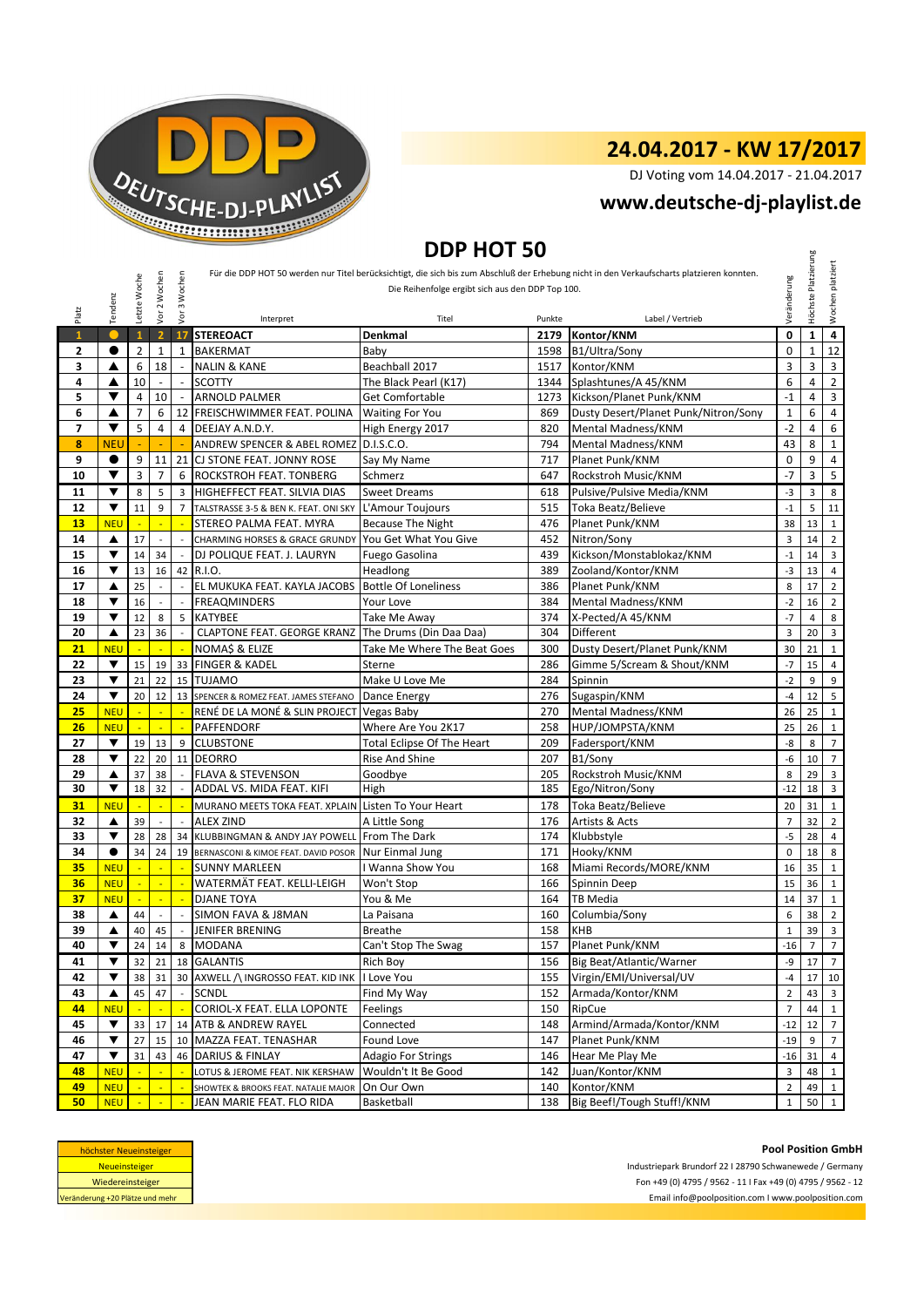DEUTSCHE-DJ-PLAYLIST

# 24.04.2017 - KW 17/2017

DJ Voting vom 14.04.2017 - 21.04.2017

**www.deutsche-dj-playlist.de**

## DDP HOT 50

Für die DDP HOT 50 werden nur Titel berücksichtigt, die sich bis zum Abschluß der Erhebung nicht in den Verkaufscharts platzieren konnten. Die Reihenfolge ergibt sich aus den DDP Top 100.

| Platz | Tendenz | Letzte Woche | Vor 2 Wochen | Vor 3 Wochen | Interpret | Titel | Punkte | Label / Vertrieb | Veränderung | Höchste Platzierung | Wochen platziert |
|---|---|---|---|---|---|---|---|---|---|---|---|
| 1 | ● | 1 | 2 | 17 | STEREOACT | Denkmal | 2179 | Kontor/KNM | 0 | 1 | 4 |
| 2 | ● | 2 | 1 | 1 | BAKERMAT | Baby | 1598 | B1/Ultra/Sony | 0 | 1 | 12 |
| 3 | ▲ | 6 | 18 | - | NALIN & KANE | Beachball 2017 | 1517 | Kontor/KNM | 3 | 3 | 3 |
| 4 | ▲ | 10 | - | - | SCOTTY | The Black Pearl (K17) | 1344 | Splashtunes/A 45/KNM | 6 | 4 | 2 |
| 5 | ▼ | 4 | 10 | - | ARNOLD PALMER | Get Comfortable | 1273 | Kickson/Planet Punk/KNM | -1 | 4 | 3 |
| 6 | ▲ | 7 | 6 | 12 | FREISCHWIMMER FEAT. POLINA | Waiting For You | 869 | Dusty Desert/Planet Punk/Nitron/Sony | 1 | 6 | 4 |
| 7 | ▼ | 5 | 4 | 4 | DEEJAY A.N.D.Y. | High Energy 2017 | 820 | Mental Madness/KNM | -2 | 4 | 6 |
| 8 | NEU | - | - | - | ANDREW SPENCER & ABEL ROMEZ | D.I.S.C.O. | 794 | Mental Madness/KNM | 43 | 8 | 1 |
| 9 | ● | 9 | 11 | 21 | CJ STONE FEAT. JONNY ROSE | Say My Name | 717 | Planet Punk/KNM | 0 | 9 | 4 |
| 10 | ▼ | 3 | 7 | 6 | ROCKSTROH FEAT. TONBERG | Schmerz | 647 | Rockstroh Music/KNM | -7 | 3 | 5 |
| 11 | ▼ | 8 | 5 | 3 | HIGHEFFECT FEAT. SILVIA DIAS | Sweet Dreams | 618 | Pulsive/Pulsive Media/KNM | -3 | 3 | 8 |
| 12 | ▼ | 11 | 9 | 7 | TALSTRASSE 3-5 & BEN K. FEAT. ONI SKY | L'Amour Toujours | 515 | Toka Beatz/Believe | -1 | 5 | 11 |
| 13 | NEU | - | - | - | STEREO PALMA FEAT. MYRA | Because The Night | 476 | Planet Punk/KNM | 38 | 13 | 1 |
| 14 | ▲ | 17 | - | - | CHARMING HORSES & GRACE GRUNDY | You Get What You Give | 452 | Nitron/Sony | 3 | 14 | 2 |
| 15 | ▼ | 14 | 34 | - | DJ POLIQUE FEAT. J. LAURYN | Fuego Gasolina | 439 | Kickson/Monstablokaz/KNM | -1 | 14 | 3 |
| 16 | ▼ | 13 | 16 | 42 | R.I.O. | Headlong | 389 | Zooland/Kontor/KNM | -3 | 13 | 4 |
| 17 | ▲ | 25 | - | - | EL MUKUKA FEAT. KAYLA JACOBS | Bottle Of Loneliness | 386 | Planet Punk/KNM | 8 | 17 | 2 |
| 18 | ▼ | 16 | - | - | FREAQMINDERS | Your Love | 384 | Mental Madness/KNM | -2 | 16 | 2 |
| 19 | ▼ | 12 | 8 | 5 | KATYBEE | Take Me Away | 374 | X-Pected/A 45/KNM | -7 | 4 | 8 |
| 20 | ▲ | 23 | 36 | - | CLAPTONE FEAT. GEORGE KRANZ | The Drums (Din Daa Daa) | 304 | Different | 3 | 20 | 3 |
| 21 | NEU | - | - | - | NOMA$ & ELIZE | Take Me Where The Beat Goes | 300 | Dusty Desert/Planet Punk/KNM | 30 | 21 | 1 |
| 22 | ▼ | 15 | 19 | 33 | FINGER & KADEL | Sterne | 286 | Gimme 5/Scream & Shout/KNM | -7 | 15 | 4 |
| 23 | ▼ | 21 | 22 | 15 | TUJAMO | Make U Love Me | 284 | Spinnin | -2 | 9 | 9 |
| 24 | ▼ | 20 | 12 | 13 | SPENCER & ROMEZ FEAT. JAMES STEFANO | Dance Energy | 276 | Sugaspin/KNM | -4 | 12 | 5 |
| 25 | NEU | - | - | - | RENÉ DE LA MONÉ & SLIN PROJECT | Vegas Baby | 270 | Mental Madness/KNM | 26 | 25 | 1 |
| 26 | NEU | - | - | - | PAFFENDORF | Where Are You 2K17 | 258 | HUP/JOMPSTA/KNM | 25 | 26 | 1 |
| 27 | ▼ | 19 | 13 | 9 | CLUBSTONE | Total Eclipse Of The Heart | 209 | Fadersport/KNM | -8 | 8 | 7 |
| 28 | ▼ | 22 | 20 | 11 | DEORRO | Rise And Shine | 207 | B1/Sony | -6 | 10 | 7 |
| 29 | ▲ | 37 | 38 | - | FLAVA & STEVENSON | Goodbye | 205 | Rockstroh Music/KNM | 8 | 29 | 3 |
| 30 | ▼ | 18 | 32 | - | ADDAL VS. MIDA FEAT. KIFI | High | 185 | Ego/Nitron/Sony | -12 | 18 | 3 |
| 31 | NEU | - | - | - | MURANO MEETS TOKA FEAT. XPLAIN | Listen To Your Heart | 178 | Toka Beatz/Believe | 20 | 31 | 1 |
| 32 | ▲ | 39 | - | - | ALEX ZIND | A Little Song | 176 | Artists & Acts | 7 | 32 | 2 |
| 33 | ▼ | 28 | 28 | 34 | KLUBBINGMAN & ANDY JAY POWELL | From The Dark | 174 | Klubbstyle | -5 | 28 | 4 |
| 34 | ● | 34 | 24 | 19 | BERNASCONI & KIMOE FEAT. DAVID POSOR | Nur Einmal Jung | 171 | Hooky/KNM | 0 | 18 | 8 |
| 35 | NEU | - | - | - | SUNNY MARLEEN | I Wanna Show You | 168 | Miami Records/MORE/KNM | 16 | 35 | 1 |
| 36 | NEU | - | - | - | WATERMÄT FEAT. KELLI-LEIGH | Won't Stop | 166 | Spinnin Deep | 15 | 36 | 1 |
| 37 | NEU | - | - | - | DJANE TOYA | You & Me | 164 | TB Media | 14 | 37 | 1 |
| 38 | ▲ | 44 | - | - | SIMON FAVA & J8MAN | La Paisana | 160 | Columbia/Sony | 6 | 38 | 2 |
| 39 | ▲ | 40 | 45 | - | JENIFER BRENING | Breathe | 158 | KHB | 1 | 39 | 3 |
| 40 | ▼ | 24 | 14 | 8 | MODANA | Can't Stop The Swag | 157 | Planet Punk/KNM | -16 | 7 | 7 |
| 41 | ▼ | 32 | 21 | 18 | GALANTIS | Rich Boy | 156 | Big Beat/Atlantic/Warner | -9 | 17 | 7 |
| 42 | ▼ | 38 | 31 | 30 | AXWELL /\ INGROSSO FEAT. KID INK | I Love You | 155 | Virgin/EMI/Universal/UV | -4 | 17 | 10 |
| 43 | ▲ | 45 | 47 | - | SCNDL | Find My Way | 152 | Armada/Kontor/KNM | 2 | 43 | 3 |
| 44 | NEU | - | - | - | CORIOL-X FEAT. ELLA LOPONTE | Feelings | 150 | RipCue | 7 | 44 | 1 |
| 45 | ▼ | 33 | 17 | 14 | ATB & ANDREW RAYEL | Connected | 148 | Armind/Armada/Kontor/KNM | -12 | 12 | 7 |
| 46 | ▼ | 27 | 15 | 10 | MAZZA FEAT. TENASHAR | Found Love | 147 | Planet Punk/KNM | -19 | 9 | 7 |
| 47 | ▼ | 31 | 43 | 46 | DARIUS & FINLAY | Adagio For Strings | 146 | Hear Me Play Me | -16 | 31 | 4 |
| 48 | NEU | - | - | - | LOTUS & JEROME FEAT. NIK KERSHAW | Wouldn't It Be Good | 142 | Juan/Kontor/KNM | 3 | 48 | 1 |
| 49 | NEU | - | - | - | SHOWTEK & BROOKS FEAT. NATALIE MAJOR | On Our Own | 140 | Kontor/KNM | 2 | 49 | 1 |
| 50 | NEU | - | - | - | JEAN MARIE FEAT. FLO RIDA | Basketball | 138 | Big Beef!/Tough Stuff!/KNM | 1 | 50 | 1 |

| |
|---|
| höchster Neueinsteiger |
| Neueinsteiger |
| Wiedereinsteiger |
| Veränderung +20 Plätze und mehr |

**Pool Position GmbH**

Industriepark Brundorf 22 I 28790 Schwanewede / Germany

Fon +49 (0) 4795 / 9562 - 11 I Fax +49 (0) 4795 / 9562 - 12

Email info@poolposition.com I www.poolposition.com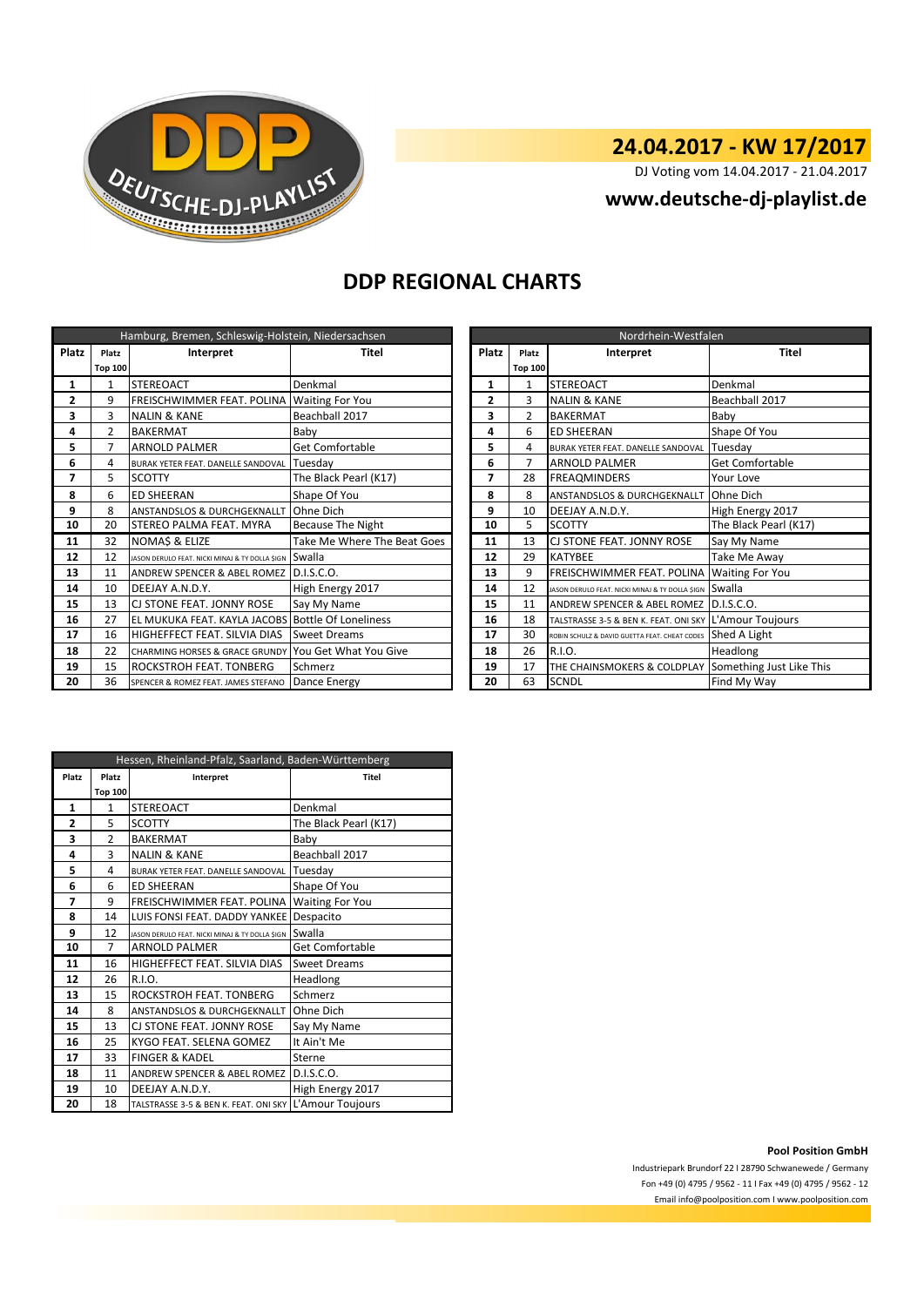## 24.04.2017 - KW 17/2017

DJ Voting vom 14.04.2017 - 21.04.2017

**www.deutsche-dj-playlist.de**

# DDP REGIONAL CHARTS

| Hamburg, Bremen, Schleswig-Holstein, Niedersachsen | | | |
|---|---|---|---|
| Platz | Platz Top 100 | Interpret | Titel |
| 1 | 1 | STEREOACT | Denkmal |
| 2 | 9 | FREISCHWIMMER FEAT. POLINA | Waiting For You |
| 3 | 3 | NALIN & KANE | Beachball 2017 |
| 4 | 2 | BAKERMAT | Baby |
| 5 | 7 | ARNOLD PALMER | Get Comfortable |
| 6 | 4 | BURAK YETER FEAT. DANELLE SANDOVAL | Tuesday |
| 7 | 5 | SCOTTY | The Black Pearl (K17) |
| 8 | 6 | ED SHEERAN | Shape Of You |
| 9 | 8 | ANSTANDSLOS & DURCHGEKNALLT | Ohne Dich |
| 10 | 20 | STEREO PALMA FEAT. MYRA | Because The Night |
| 11 | 32 | NOMA$ & ELIZE | Take Me Where The Beat Goes |
| 12 | 12 | JASON DERULO FEAT. NICKI MINAJ & TY DOLLA $IGN | Swalla |
| 13 | 11 | ANDREW SPENCER & ABEL ROMEZ | D.I.S.C.O. |
| 14 | 10 | DEEJAY A.N.D.Y. | High Energy 2017 |
| 15 | 13 | CJ STONE FEAT. JONNY ROSE | Say My Name |
| 16 | 27 | EL MUKUKA FEAT. KAYLA JACOBS | Bottle Of Loneliness |
| 17 | 16 | HIGHEFFECT FEAT. SILVIA DIAS | Sweet Dreams |
| 18 | 22 | CHARMING HORSES & GRACE GRUNDY | You Get What You Give |
| 19 | 15 | ROCKSTROH FEAT. TONBERG | Schmerz |
| 20 | 36 | SPENCER & ROMEZ FEAT. JAMES STEFANO | Dance Energy |

| Nordrhein-Westfalen | | | |
|---|---|---|---|
| Platz | Platz Top 100 | Interpret | Titel |
| 1 | 1 | STEREOACT | Denkmal |
| 2 | 3 | NALIN & KANE | Beachball 2017 |
| 3 | 2 | BAKERMAT | Baby |
| 4 | 6 | ED SHEERAN | Shape Of You |
| 5 | 4 | BURAK YETER FEAT. DANELLE SANDOVAL | Tuesday |
| 6 | 7 | ARNOLD PALMER | Get Comfortable |
| 7 | 28 | FREAQMINDERS | Your Love |
| 8 | 8 | ANSTANDSLOS & DURCHGEKNALLT | Ohne Dich |
| 9 | 10 | DEEJAY A.N.D.Y. | High Energy 2017 |
| 10 | 5 | SCOTTY | The Black Pearl (K17) |
| 11 | 13 | CJ STONE FEAT. JONNY ROSE | Say My Name |
| 12 | 29 | KATYBEE | Take Me Away |
| 13 | 9 | FREISCHWIMMER FEAT. POLINA | Waiting For You |
| 14 | 12 | JASON DERULO FEAT. NICKI MINAJ & TY DOLLA $IGN | Swalla |
| 15 | 11 | ANDREW SPENCER & ABEL ROMEZ | D.I.S.C.O. |
| 16 | 18 | TALSTRASSE 3-5 & BEN K. FEAT. ONI SKY | L'Amour Toujours |
| 17 | 30 | ROBIN SCHULZ & DAVID GUETTA FEAT. CHEAT CODES | Shed A Light |
| 18 | 26 | R.I.O. | Headlong |
| 19 | 17 | THE CHAINSMOKERS & COLDPLAY | Something Just Like This |
| 20 | 63 | SCNDL | Find My Way |

| Hessen, Rheinland-Pfalz, Saarland, Baden-Württemberg | | | |
|---|---|---|---|
| Platz | Platz Top 100 | Interpret | Titel |
| 1 | 1 | STEREOACT | Denkmal |
| 2 | 5 | SCOTTY | The Black Pearl (K17) |
| 3 | 2 | BAKERMAT | Baby |
| 4 | 3 | NALIN & KANE | Beachball 2017 |
| 5 | 4 | BURAK YETER FEAT. DANELLE SANDOVAL | Tuesday |
| 6 | 6 | ED SHEERAN | Shape Of You |
| 7 | 9 | FREISCHWIMMER FEAT. POLINA | Waiting For You |
| 8 | 14 | LUIS FONSI FEAT. DADDY YANKEE | Despacito |
| 9 | 12 | JASON DERULO FEAT. NICKI MINAJ & TY DOLLA $IGN | Swalla |
| 10 | 7 | ARNOLD PALMER | Get Comfortable |
| 11 | 16 | HIGHEFFECT FEAT. SILVIA DIAS | Sweet Dreams |
| 12 | 26 | R.I.O. | Headlong |
| 13 | 15 | ROCKSTROH FEAT. TONBERG | Schmerz |
| 14 | 8 | ANSTANDSLOS & DURCHGEKNALLT | Ohne Dich |
| 15 | 13 | CJ STONE FEAT. JONNY ROSE | Say My Name |
| 16 | 25 | KYGO FEAT. SELENA GOMEZ | It Ain't Me |
| 17 | 33 | FINGER & KADEL | Sterne |
| 18 | 11 | ANDREW SPENCER & ABEL ROMEZ | D.I.S.C.O. |
| 19 | 10 | DEEJAY A.N.D.Y. | High Energy 2017 |
| 20 | 18 | TALSTRASSE 3-5 & BEN K. FEAT. ONI SKY | L'Amour Toujours |

**Pool Position GmbH**

Industriepark Brundorf 22 I 28790 Schwanewede / Germany

Fon +49 (0) 4795 / 9562 - 11 I Fax +49 (0) 4795 / 9562 - 12

Email info@poolposition.com I www.poolposition.com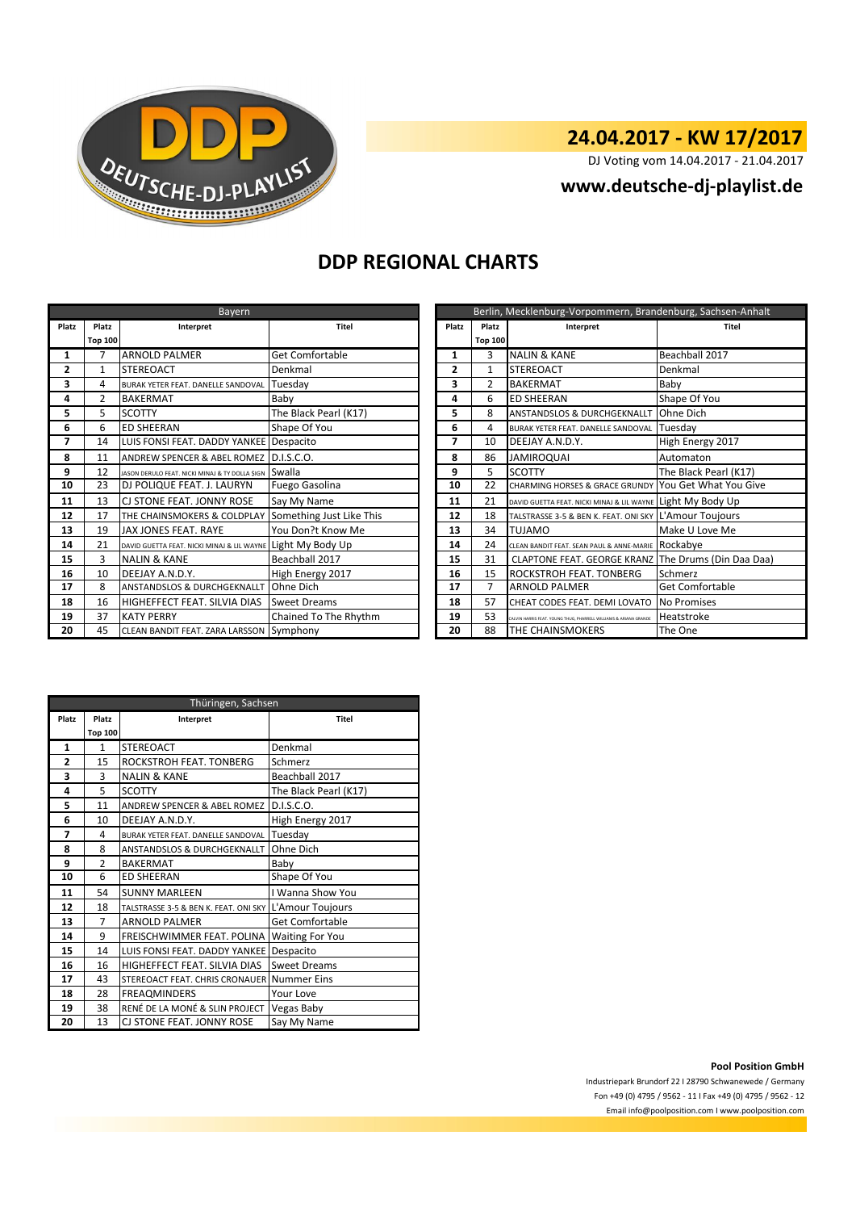## 24.04.2017 - KW 17/2017

DJ Voting vom 14.04.2017 - 21.04.2017

**www.deutsche-dj-playlist.de**

# DDP REGIONAL CHARTS

| Bayern | | | |
|---|---|---|---|
| Platz | Platz Top 100 | Interpret | Titel |
| 1 | 7 | ARNOLD PALMER | Get Comfortable |
| 2 | 1 | STEREOACT | Denkmal |
| 3 | 4 | BURAK YETER FEAT. DANELLE SANDOVAL | Tuesday |
| 4 | 2 | BAKERMAT | Baby |
| 5 | 5 | SCOTTY | The Black Pearl (K17) |
| 6 | 6 | ED SHEERAN | Shape Of You |
| 7 | 14 | LUIS FONSI FEAT. DADDY YANKEE | Despacito |
| 8 | 11 | ANDREW SPENCER & ABEL ROMEZ | D.I.S.C.O. |
| 9 | 12 | JASON DERULO FEAT. NICKI MINAJ & TY DOLLA $IGN | Swalla |
| 10 | 23 | DJ POLIQUE FEAT. J. LAURYN | Fuego Gasolina |
| 11 | 13 | CJ STONE FEAT. JONNY ROSE | Say My Name |
| 12 | 17 | THE CHAINSMOKERS & COLDPLAY | Something Just Like This |
| 13 | 19 | JAX JONES FEAT. RAYE | You Don?t Know Me |
| 14 | 21 | DAVID GUETTA FEAT. NICKI MINAJ & LIL WAYNE | Light My Body Up |
| 15 | 3 | NALIN & KANE | Beachball 2017 |
| 16 | 10 | DEEJAY A.N.D.Y. | High Energy 2017 |
| 17 | 8 | ANSTANDSLOS & DURCHGEKNALLT | Ohne Dich |
| 18 | 16 | HIGHEFFECT FEAT. SILVIA DIAS | Sweet Dreams |
| 19 | 37 | KATY PERRY | Chained To The Rhythm |
| 20 | 45 | CLEAN BANDIT FEAT. ZARA LARSSON | Symphony |

| Berlin, Mecklenburg-Vorpommern, Brandenburg, Sachsen-Anhalt | | | |
|---|---|---|---|
| Platz | Platz Top 100 | Interpret | Titel |
| 1 | 3 | NALIN & KANE | Beachball 2017 |
| 2 | 1 | STEREOACT | Denkmal |
| 3 | 2 | BAKERMAT | Baby |
| 4 | 6 | ED SHEERAN | Shape Of You |
| 5 | 8 | ANSTANDSLOS & DURCHGEKNALLT | Ohne Dich |
| 6 | 4 | BURAK YETER FEAT. DANELLE SANDOVAL | Tuesday |
| 7 | 10 | DEEJAY A.N.D.Y. | High Energy 2017 |
| 8 | 86 | JAMIROQUAI | Automaton |
| 9 | 5 | SCOTTY | The Black Pearl (K17) |
| 10 | 22 | CHARMING HORSES & GRACE GRUNDY | You Get What You Give |
| 11 | 21 | DAVID GUETTA FEAT. NICKI MINAJ & LIL WAYNE | Light My Body Up |
| 12 | 18 | TALSTRASSE 3-5 & BEN K. FEAT. ONI SKY | L'Amour Toujours |
| 13 | 34 | TUJAMO | Make U Love Me |
| 14 | 24 | CLEAN BANDIT FEAT. SEAN PAUL & ANNE-MARIE | Rockabye |
| 15 | 31 | CLAPTONE FEAT. GEORGE KRANZ | The Drums (Din Daa Daa) |
| 16 | 15 | ROCKSTROH FEAT. TONBERG | Schmerz |
| 17 | 7 | ARNOLD PALMER | Get Comfortable |
| 18 | 57 | CHEAT CODES FEAT. DEMI LOVATO | No Promises |
| 19 | 53 | CALVIN HARRIS FEAT. YOUNG THUG, PHARRELL WILLIAMS & ARIANA GRANDE | Heatstroke |
| 20 | 88 | THE CHAINSMOKERS | The One |

| Thüringen, Sachsen | | | |
|---|---|---|---|
| Platz | Platz Top 100 | Interpret | Titel |
| 1 | 1 | STEREOACT | Denkmal |
| 2 | 15 | ROCKSTROH FEAT. TONBERG | Schmerz |
| 3 | 3 | NALIN & KANE | Beachball 2017 |
| 4 | 5 | SCOTTY | The Black Pearl (K17) |
| 5 | 11 | ANDREW SPENCER & ABEL ROMEZ | D.I.S.C.O. |
| 6 | 10 | DEEJAY A.N.D.Y. | High Energy 2017 |
| 7 | 4 | BURAK YETER FEAT. DANELLE SANDOVAL | Tuesday |
| 8 | 8 | ANSTANDSLOS & DURCHGEKNALLT | Ohne Dich |
| 9 | 2 | BAKERMAT | Baby |
| 10 | 6 | ED SHEERAN | Shape Of You |
| 11 | 54 | SUNNY MARLEEN | I Wanna Show You |
| 12 | 18 | TALSTRASSE 3-5 & BEN K. FEAT. ONI SKY | L'Amour Toujours |
| 13 | 7 | ARNOLD PALMER | Get Comfortable |
| 14 | 9 | FREISCHWIMMER FEAT. POLINA | Waiting For You |
| 15 | 14 | LUIS FONSI FEAT. DADDY YANKEE | Despacito |
| 16 | 16 | HIGHEFFECT FEAT. SILVIA DIAS | Sweet Dreams |
| 17 | 43 | STEREOACT FEAT. CHRIS CRONAUER | Nummer Eins |
| 18 | 28 | FREAQMINDERS | Your Love |
| 19 | 38 | RENÉ DE LA MONÉ & SLIN PROJECT | Vegas Baby |
| 20 | 13 | CJ STONE FEAT. JONNY ROSE | Say My Name |

**Pool Position GmbH**

Industriepark Brundorf 22 I 28790 Schwanewede / Germany

Fon +49 (0) 4795 / 9562 - 11 I Fax +49 (0) 4795 / 9562 - 12

Email info@poolposition.com I www.poolposition.com